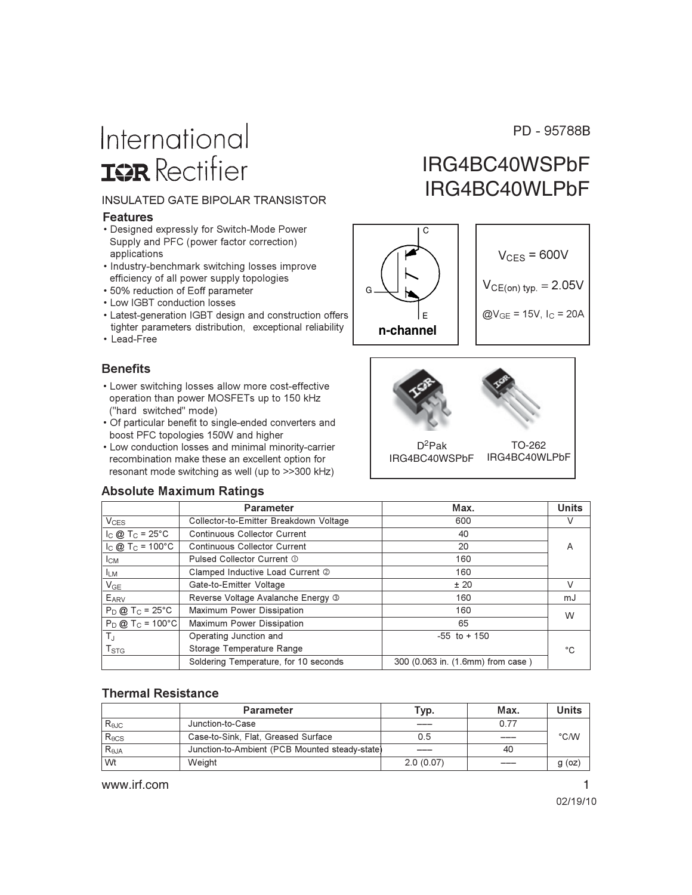PD - 95788B

# International IOR Rectifier

# IRG4BC40WSPbF
# IRG4BC40WLPbF

INSULATED GATE BIPOLAR TRANSISTOR

### Features

- Designed expressly for Switch-Mode Power Supply and PFC (power factor correction) applications
- Industry-benchmark switching losses improve efficiency of all power supply topologies
- 50% reduction of Eoff parameter
- Low IGBT conduction losses
- Latest-generation IGBT design and construction offers tighter parameters distribution, exceptional reliability
- Lead-Free

C
G
E

**n-channel**

$V_{CES}$ = 600V

$V_{CE(on)\ typ.}$ = 2.05V

@$V_{GE}$ = 15V, $I_C$ = 20A

### Benefits

- Lower switching losses allow more cost-effective operation than power MOSFETs up to 150 kHz ("hard switched" mode)
- Of particular benefit to single-ended converters and boost PFC topologies 150W and higher
- Low conduction losses and minimal minority-carrier recombination make these an excellent option for resonant mode switching as well (up to >>300 kHz)

$D^2$Pak
IRG4BC40WSPbF

TO-262
IRG4BC40WLPbF

### Absolute Maximum Ratings

| | Parameter | Max. | Units |
|---|---|---|---|
| $V_{CES}$ | Collector-to-Emitter Breakdown Voltage | 600 | V |
| $I_C$ @ $T_C$ = 25°C | Continuous Collector Current | 40 | A |
| $I_C$ @ $T_C$ = 100°C | Continuous Collector Current | 20 | |
| $I_{CM}$ | Pulsed Collector Current ① | 160 | |
| $I_{LM}$ | Clamped Inductive Load Current ② | 160 | |
| $V_{GE}$ | Gate-to-Emitter Voltage | ± 20 | V |
| $E_{ARV}$ | Reverse Voltage Avalanche Energy ③ | 160 | mJ |
| $P_D$ @ $T_C$ = 25°C | Maximum Power Dissipation | 160 | W |
| $P_D$ @ $T_C$ = 100°C | Maximum Power Dissipation | 65 | |
| $T_J$<br>$T_{STG}$ | Operating Junction and<br>Storage Temperature Range | -55 to + 150 | °C |
| | Soldering Temperature, for 10 seconds | 300 (0.063 in. (1.6mm) from case ) | |

### Thermal Resistance

| | Parameter | Typ. | Max. | Units |
|---|---|---|---|---|
| $R_{\theta JC}$ | Junction-to-Case | ––– | 0.77 | °C/W |
| $R_{\theta CS}$ | Case-to-Sink, Flat, Greased Surface | 0.5 | ––– | |
| $R_{\theta JA}$ | Junction-to-Ambient (PCB Mounted steady-state) | ––– | 40 | |
| Wt | Weight | 2.0 (0.07) | ––– | g (oz) |

www.irf.com

02/19/10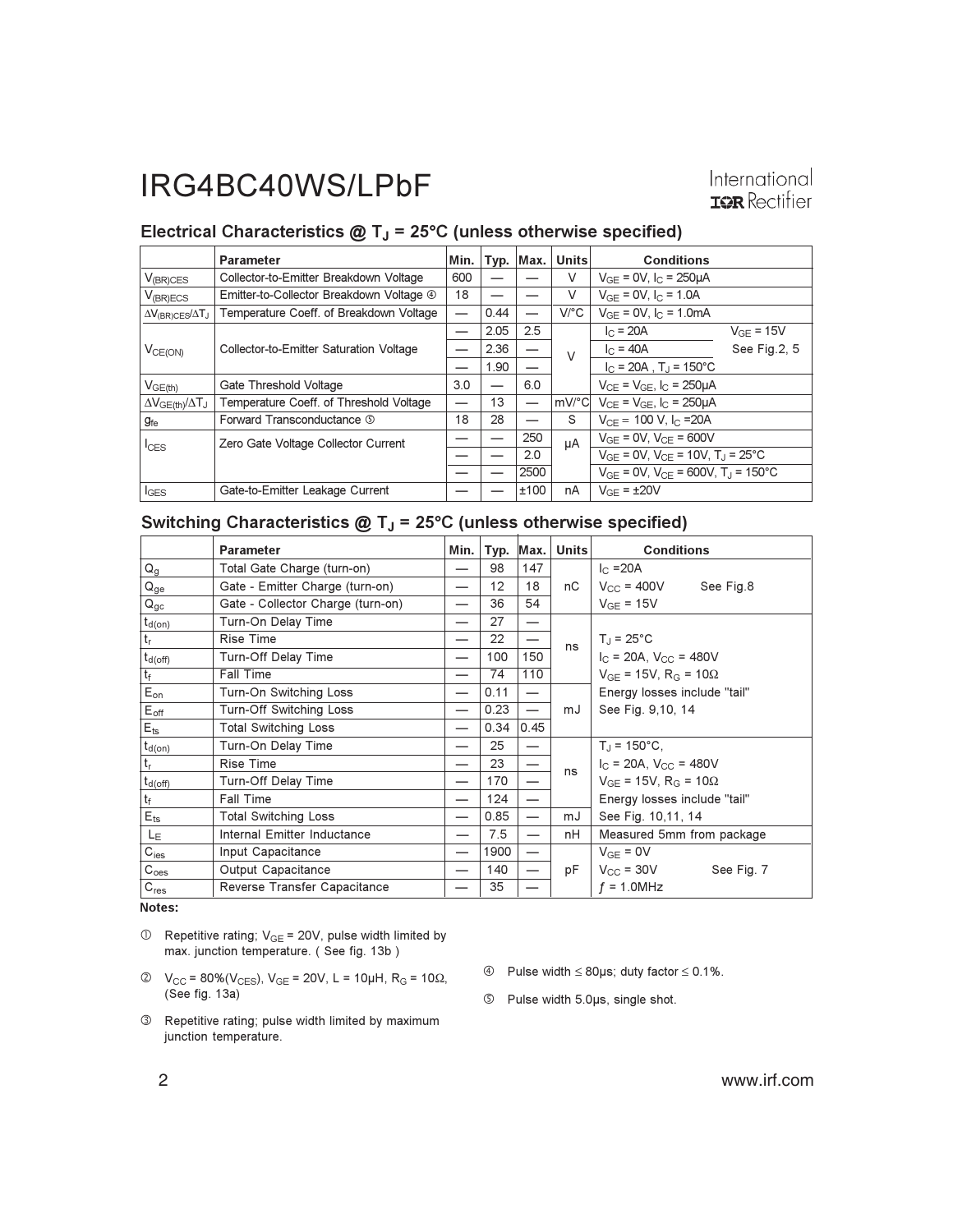## Electrical Characteristics @ $T_J$ = 25°C (unless otherwise specified)

| | Parameter | Min. | Typ. | Max. | Units | Conditions |
|---|---|---|---|---|---|---|
| $V_{(BR)CES}$ | Collector-to-Emitter Breakdown Voltage | 600 | — | — | V | $V_{GE}$ = 0V, $I_C$ = 250µA |
| $V_{(BR)ECS}$ | Emitter-to-Collector Breakdown Voltage ④ | 18 | — | — | V | $V_{GE}$ = 0V, $I_C$ = 1.0A |
| $\Delta V_{(BR)CES}/\Delta T_J$ | Temperature Coeff. of Breakdown Voltage | — | 0.44 | — | V/°C | $V_{GE}$ = 0V, $I_C$ = 1.0mA |
| $V_{CE(ON)}$ | Collector-to-Emitter Saturation Voltage | — | 2.05 | 2.5 | V | $I_C$ = 20A, $V_{GE}$ = 15V |
| | | — | 2.36 | — | | $I_C$ = 40A, See Fig.2, 5 |
| | | — | 1.90 | — | | $I_C$ = 20A , $T_J$ = 150°C |
| $V_{GE(th)}$ | Gate Threshold Voltage | 3.0 | — | 6.0 | | $V_{CE}$ = $V_{GE}$, $I_C$ = 250µA |
| $\Delta V_{GE(th)}/\Delta T_J$ | Temperature Coeff. of Threshold Voltage | — | 13 | — | mV/°C | $V_{CE}$ = $V_{GE}$, $I_C$ = 250µA |
| $g_{fe}$ | Forward Transconductance ⑤ | 18 | 28 | — | S | $V_{CE}$ = 100 V, $I_C$ =20A |
| $I_{CES}$ | Zero Gate Voltage Collector Current | — | — | 250 | µA | $V_{GE}$ = 0V, $V_{CE}$ = 600V |
| | | — | — | 2.0 | | $V_{GE}$ = 0V, $V_{CE}$ = 10V, $T_J$ = 25°C |
| | | — | — | 2500 | | $V_{GE}$ = 0V, $V_{CE}$ = 600V, $T_J$ = 150°C |
| $I_{GES}$ | Gate-to-Emitter Leakage Current | — | — | ±100 | nA | $V_{GE}$ = ±20V |

## Switching Characteristics @ $T_J$ = 25°C (unless otherwise specified)

| | Parameter | Min. | Typ. | Max. | Units | Conditions |
|---|---|---|---|---|---|---|
| $Q_g$ | Total Gate Charge (turn-on) | — | 98 | 147 | nC | $I_C$ =20A |
| $Q_{ge}$ | Gate - Emitter Charge (turn-on) | — | 12 | 18 | | $V_{CC}$ = 400V See Fig.8 |
| $Q_{gc}$ | Gate - Collector Charge (turn-on) | — | 36 | 54 | | $V_{GE}$ = 15V |
| $t_{d(on)}$ | Turn-On Delay Time | — | 27 | — | ns | $T_J$ = 25°C |
| $t_r$ | Rise Time | — | 22 | — | | $I_C$ = 20A, $V_{CC}$ = 480V |
| $t_{d(off)}$ | Turn-Off Delay Time | — | 100 | 150 | | $V_{GE}$ = 15V, $R_G$ = 10Ω |
| $t_f$ | Fall Time | — | 74 | 110 | | Energy losses include "tail" |
| $E_{on}$ | Turn-On Switching Loss | — | 0.11 | — | mJ | See Fig. 9,10, 14 |
| $E_{off}$ | Turn-Off Switching Loss | — | 0.23 | — | | |
| $E_{ts}$ | Total Switching Loss | — | 0.34 | 0.45 | | |
| $t_{d(on)}$ | Turn-On Delay Time | — | 25 | — | ns | $T_J$ = 150°C, |
| $t_r$ | Rise Time | — | 23 | — | | $I_C$ = 20A, $V_{CC}$ = 480V |
| $t_{d(off)}$ | Turn-Off Delay Time | — | 170 | — | | $V_{GE}$ = 15V, $R_G$ = 10Ω |
| $t_f$ | Fall Time | — | 124 | — | | Energy losses include "tail" |
| $E_{ts}$ | Total Switching Loss | — | 0.85 | — | mJ | See Fig. 10,11, 14 |
| $L_E$ | Internal Emitter Inductance | — | 7.5 | — | nH | Measured 5mm from package |
| $C_{ies}$ | Input Capacitance | — | 1900 | — | pF | $V_{GE}$ = 0V |
| $C_{oes}$ | Output Capacitance | — | 140 | — | | $V_{CC}$ = 30V See Fig. 7 |
| $C_{res}$ | Reverse Transfer Capacitance | — | 35 | — | | ƒ = 1.0MHz |

**Notes:**

① Repetitive rating; $V_{GE}$ = 20V, pulse width limited by max. junction temperature. ( See fig. 13b )

② $V_{CC}$ = 80%($V_{CES}$), $V_{GE}$ = 20V, L = 10µH, $R_G$ = 10Ω, (See fig. 13a)

③ Repetitive rating; pulse width limited by maximum junction temperature.

④ Pulse width ≤ 80µs; duty factor ≤ 0.1%.

⑤ Pulse width 5.0µs, single shot.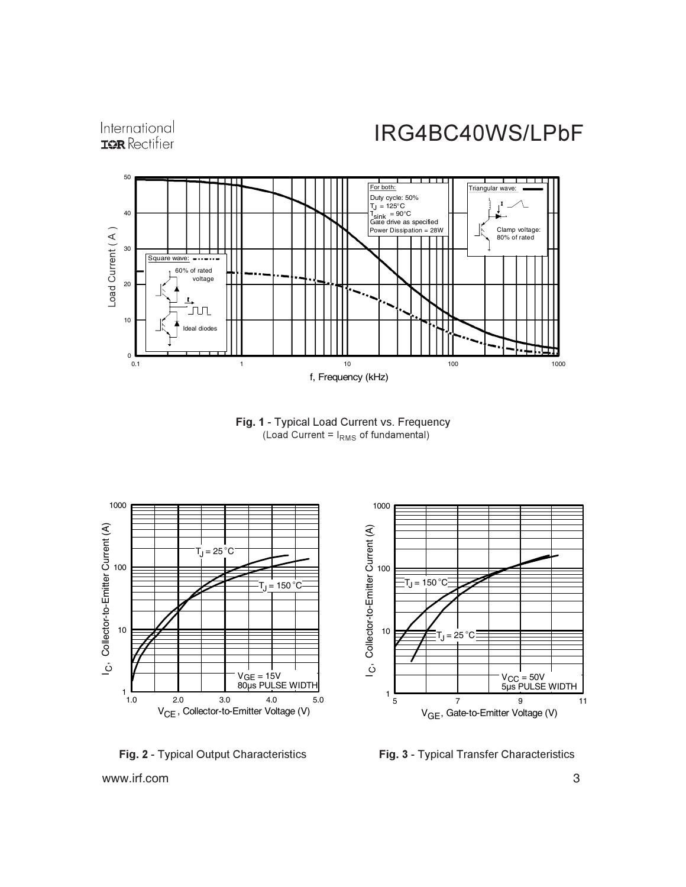Fig. 1 - Typical Load Current vs. Frequency
(Load Current = $I_{RMS}$ of fundamental)

Fig. 2 - Typical Output Characteristics

Fig. 3 - Typical Transfer Characteristics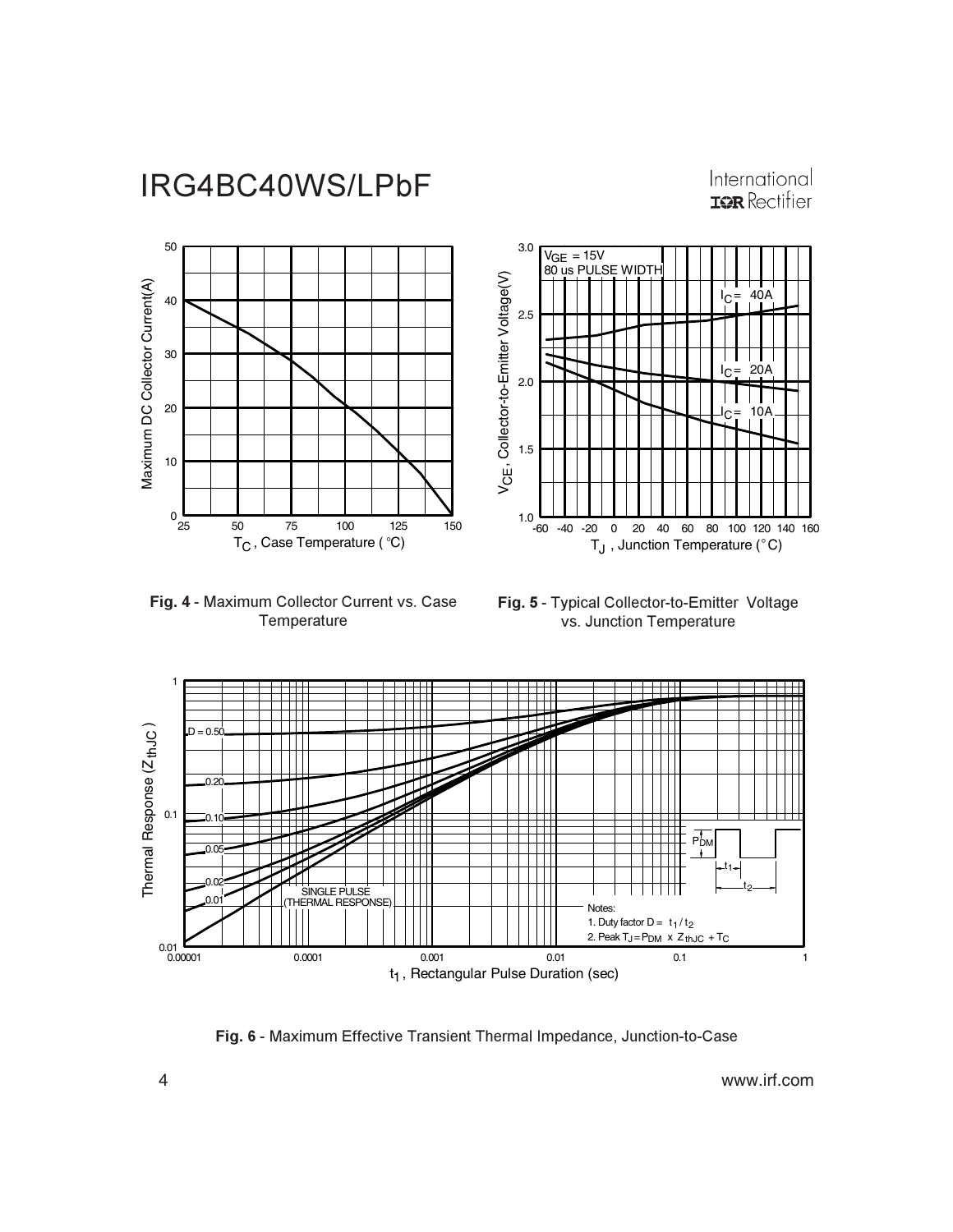**Fig. 4** - Maximum Collector Current vs. Case Temperature

**Fig. 5** - Typical Collector-to-Emitter Voltage vs. Junction Temperature

**Fig. 6** - Maximum Effective Transient Thermal Impedance, Junction-to-Case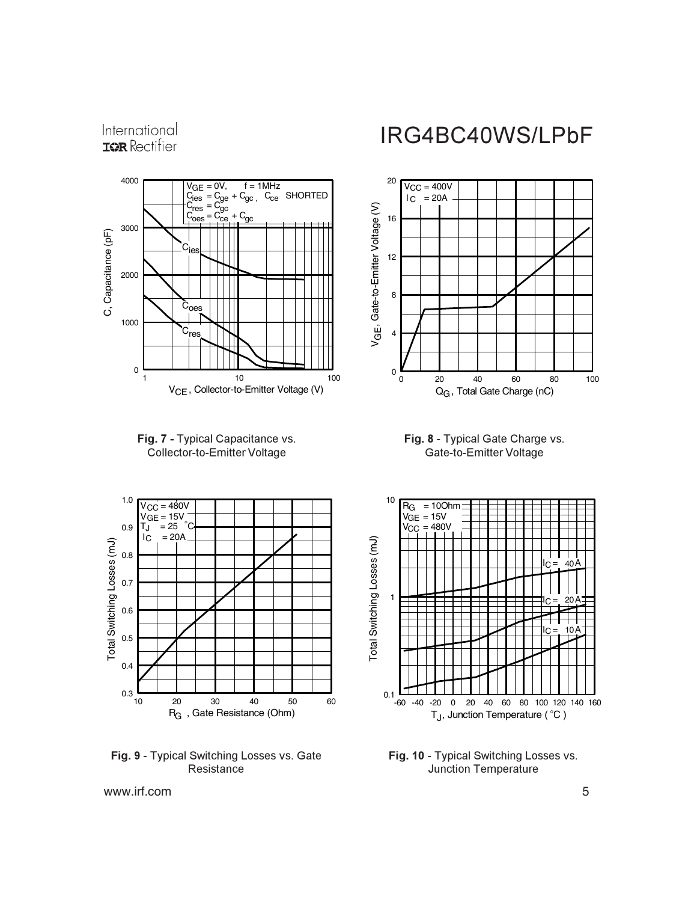Fig. 7 - Typical Capacitance vs. Collector-to-Emitter Voltage

Fig. 8 - Typical Gate Charge vs. Gate-to-Emitter Voltage

Fig. 9 - Typical Switching Losses vs. Gate Resistance

Fig. 10 - Typical Switching Losses vs. Junction Temperature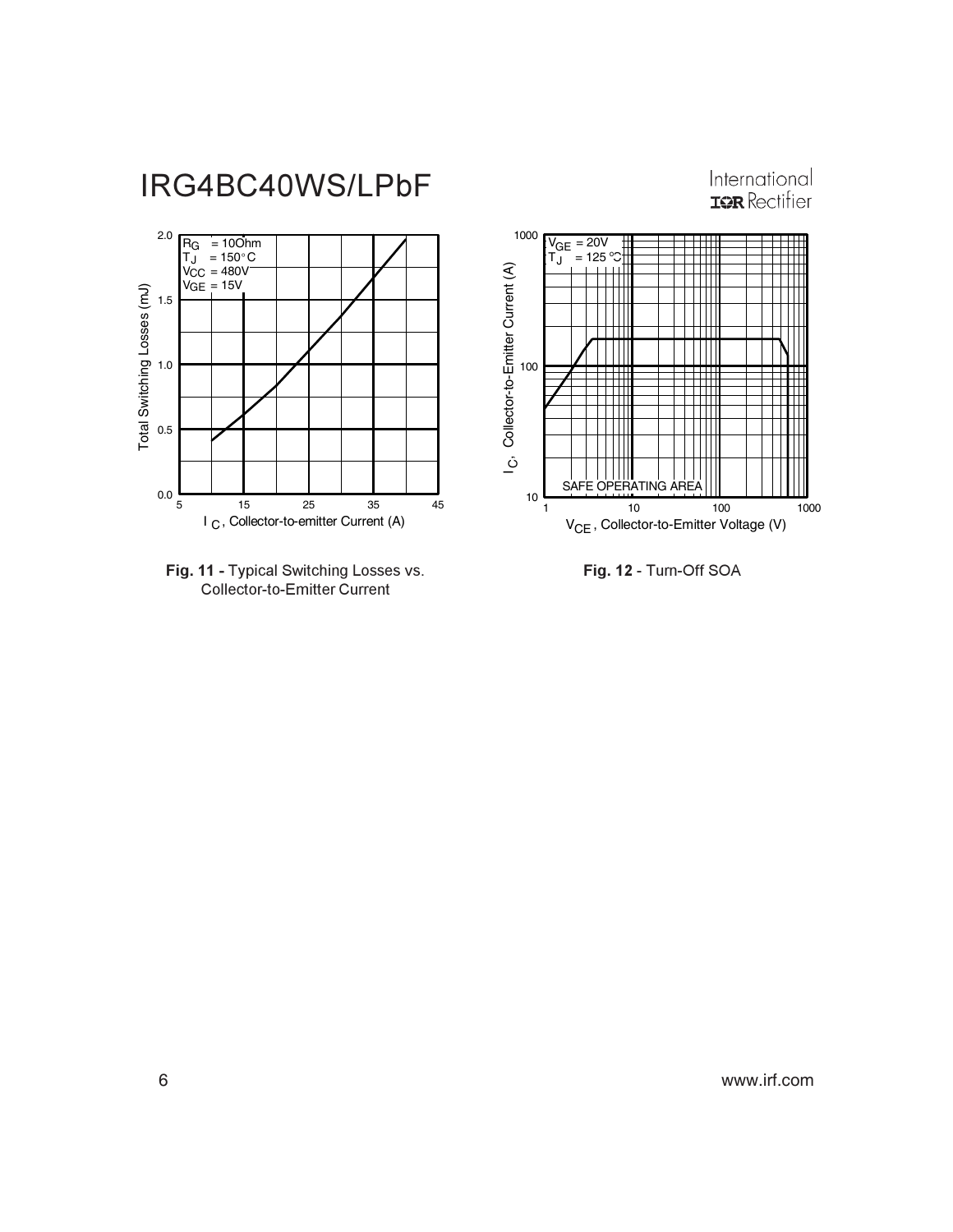**Fig. 11 -** Typical Switching Losses vs. Collector-to-Emitter Current

**Fig. 12** - Turn-Off SOA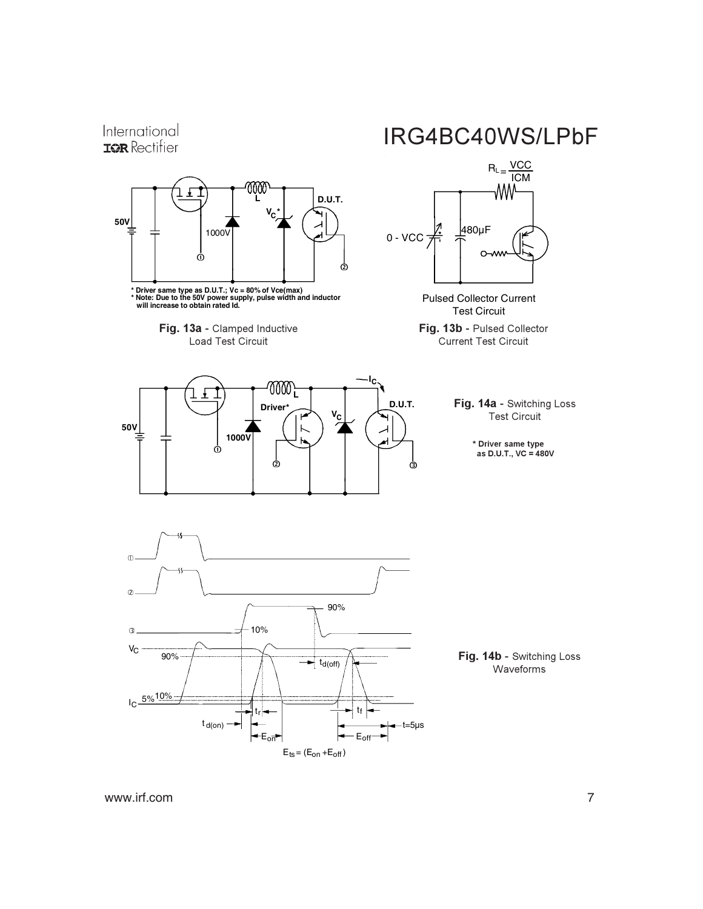$R_L = \frac{VCC}{ICM}$

50V

1000V

L

$V_C$*

D.U.T.

① ②

\* Driver same type as D.U.T.; Vc = 80% of Vce(max)
\* Note: Due to the 50V power supply, pulse width and inductor will increase to obtain rated Id.

**Fig. 13a** - Clamped Inductive Load Test Circuit

0 - VCC

480µF

Pulsed Collector Current Test Circuit

**Fig. 13b** - Pulsed Collector Current Test Circuit

50V

1000V

L

Driver*

$V_C$

$I_C$

D.U.T.

① ② ③

**Fig. 14a** - Switching Loss Test Circuit

\* Driver same type as D.U.T., VC = 480V

①

②

③

$V_C$

$I_C$

90%

10%

5%

$t_{d(on)}$

$t_r$

$t_{d(off)}$

$t_f$

$E_{on}$

$E_{off}$

t=5µs

$E_{ts} = (E_{on} + E_{off})$

**Fig. 14b** - Switching Loss Waveforms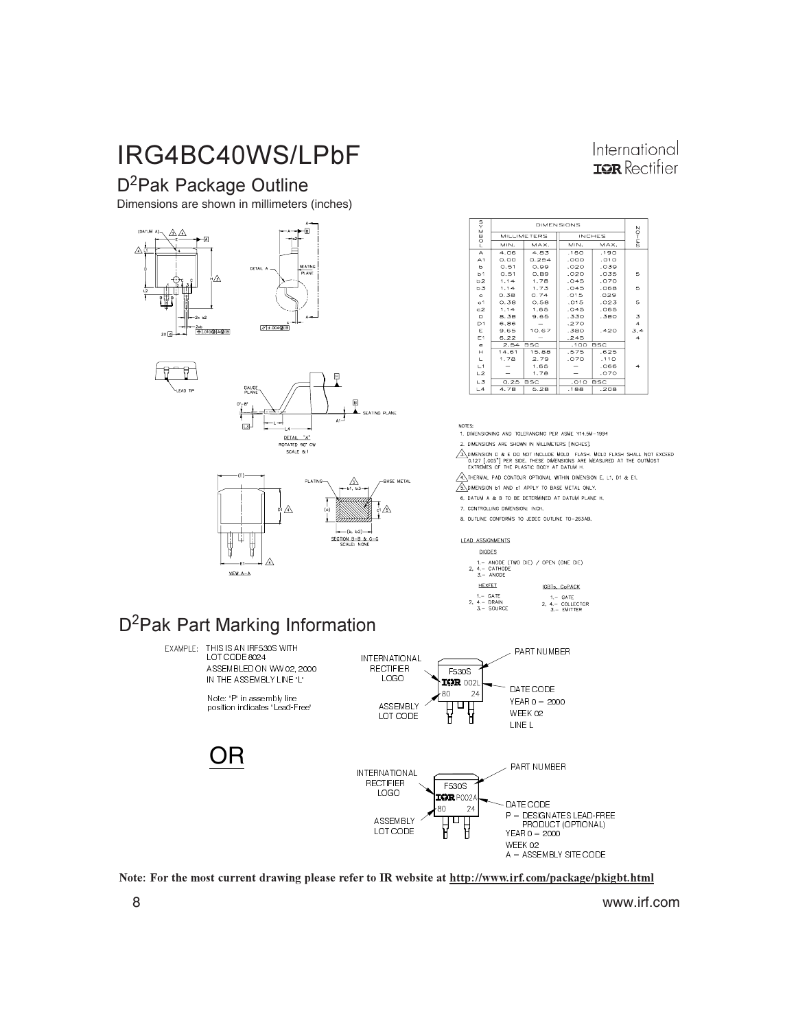# IRG4BC40WS/LPbF

## D²Pak Package Outline

Dimensions are shown in millimeters (inches)

| SYMBOL | DIMENSIONS | | | | NOTES |
|---|---|---|---|---|---|
| | MILLIMETERS | | INCHES | | |
| | MIN. | MAX. | MIN. | MAX. | |
| A | 4.06 | 4.83 | .160 | .190 | |
| A1 | 0.00 | 0.254 | .000 | .010 | |
| b | 0.51 | 0.99 | .020 | .039 | |
| b1 | 0.51 | 0.89 | .020 | .035 | 5 |
| b2 | 1.14 | 1.78 | .045 | .070 | |
| b3 | 1.14 | 1.73 | .045 | .068 | 5 |
| c | 0.38 | 0.74 | .015 | .029 | |
| c1 | 0.38 | 0.58 | .015 | .023 | 5 |
| c2 | 1.14 | 1.65 | .045 | .065 | |
| D | 8.38 | 9.65 | .330 | .380 | 3 |
| D1 | 6.86 | – | .270 | | 4 |
| E | 9.65 | 10.67 | .380 | .420 | 3,4 |
| E1 | 6.22 | – | .245 | | 4 |
| e | 2.54 BSC | | .100 BSC | | |
| H | 14.61 | 15.88 | .575 | .625 | |
| L | 1.78 | 2.79 | .070 | .110 | |
| L1 | – | 1.65 | – | .066 | 4 |
| L2 | – | 1.78 | – | .070 | |
| L3 | 0.25 BSC | | .010 BSC | | |
| L4 | 4.78 | 5.28 | .188 | .208 | |

NOTES:

1. DIMENSIONING AND TOLERANCING PER ASME Y14.5M-1994
2. DIMENSIONS ARE SHOWN IN MILLIMETERS [INCHES].
3. DIMENSION D & E DO NOT INCLUDE MOLD FLASH. MOLD FLASH SHALL NOT EXCEED 0.127 [.005"] PER SIDE. THESE DIMENSIONS ARE MEASURED AT THE OUTMOST EXTREMES OF THE PLASTIC BODY AT DATUM H.
4. THERMAL PAD CONTOUR OPTIONAL WITHIN DIMENSION E, L1, D1 & E1.
5. DIMENSION b1 AND c1 APPLY TO BASE METAL ONLY.
6. DATUM A & B TO BE DETERMINED AT DATUM PLANE H.
7. CONTROLLING DIMENSION: INCH.
8. OUTLINE CONFORMS TO JEDEC OUTLINE TO-263AB.

LEAD ASSIGNMENTS

DIODES

1.- ANODE (TWO DIE) / OPEN (ONE DIE)
2, 4.- CATHODE
3.- ANODE

HEXFET

1.- GATE
2, 4.- DRAIN
3.- SOURCE

IGBTs, CoPACK

1.- GATE
2, 4.- COLLECTOR
3.- EMITTER

## D²Pak Part Marking Information

EXAMPLE: THIS IS AN IRF530S WITH LOT CODE 8024 ASSEMBLED ON WW 02, 2000 IN THE ASSEMBLY LINE 'L'

Note: 'P' in assembly line position indicates 'Lead-Free'

INTERNATIONAL RECTIFIER LOGO — F530S, IOR 002L, 80 24 — PART NUMBER; DATE CODE YEAR 0 = 2000, WEEK 02, LINE L; ASSEMBLY LOT CODE

OR

INTERNATIONAL RECTIFIER LOGO — F530S, IOR P002A, 80 24 — PART NUMBER; DATE CODE P = DESIGNATES LEAD-FREE PRODUCT (OPTIONAL), YEAR 0 = 2000, WEEK 02, A = ASSEMBLY SITE CODE; ASSEMBLY LOT CODE

**Note: For the most current drawing please refer to IR website at http://www.irf.com/package/pkigbt.html**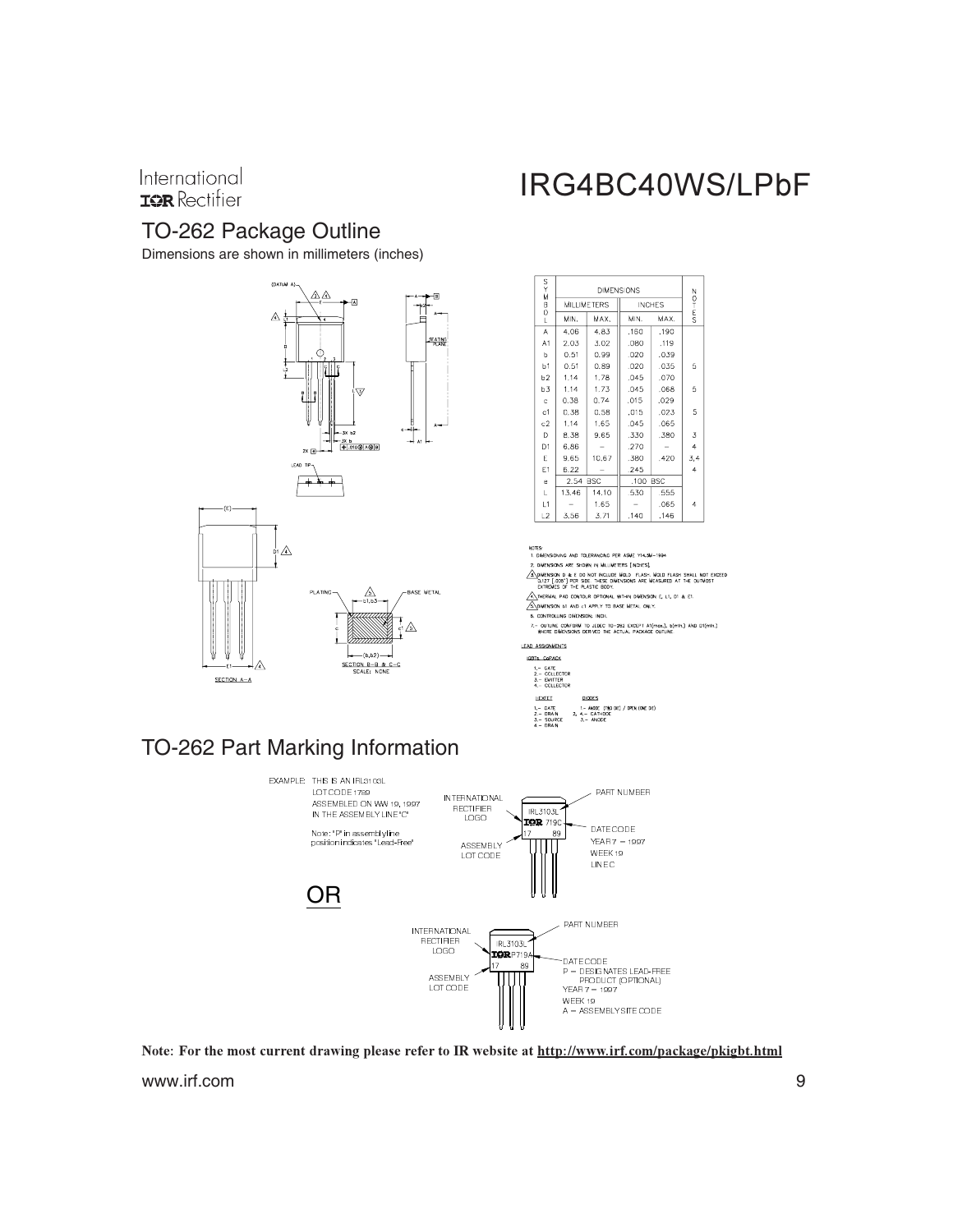## TO-262 Package Outline

Dimensions are shown in millimeters (inches)

| SYMBOL | DIMENSIONS | | | | NOTES |
|---|---|---|---|---|---|
| | MILLIMETERS | | INCHES | | |
| | MIN. | MAX. | MIN. | MAX. | |
| A | 4.06 | 4.83 | .160 | .190 | |
| A1 | 2.03 | 3.02 | .080 | .119 | |
| b | 0.51 | 0.99 | .020 | .039 | |
| b1 | 0.51 | 0.89 | .020 | .035 | 5 |
| b2 | 1.14 | 1.78 | .045 | .070 | |
| b3 | 1.14 | 1.73 | .045 | .068 | 5 |
| c | 0.38 | 0.74 | .015 | .029 | |
| c1 | 0.38 | 0.58 | .015 | .023 | 5 |
| c2 | 1.14 | 1.65 | .045 | .065 | |
| D | 8.38 | 9.65 | .330 | .380 | 3 |
| D1 | 6.86 | – | .270 | – | 4 |
| E | 9.65 | 10.67 | .380 | .420 | 3,4 |
| E1 | 6.22 | – | .245 | | 4 |
| e | 2.54 BSC | | .100 BSC | | |
| L | 13.46 | 14.10 | .530 | .555 | |
| L1 | – | 1.65 | – | .065 | 4 |
| L2 | 3.56 | 3.71 | .140 | .146 | |

NOTES:

1. DIMENSIONING AND TOLERANCING PER ASME Y14.5M-1994
2. DIMENSIONS ARE SHOWN IN MILLIMETERS [INCHES].
3. DIMENSION D & E DO NOT INCLUDE MOLD FLASH. MOLD FLASH SHALL NOT EXCEED 0.127 [.005"] PER SIDE. THESE DIMENSIONS ARE MEASURED AT THE OUTMOST EXTREMES OF THE PLASTIC BODY.
4. THERMAL PAD CONTOUR OPTIONAL WITHIN DIMENSION E, L1, D1 & E1.
5. DIMENSION b1 AND c1 APPLY TO BASE METAL ONLY.
6. CONTROLLING DIMENSION: INCH.
7. OUTLINE CONFORM TO JEDEC TO-262 EXCEPT A1(max.), b(min.) AND D1(min.) WHERE DIMENSIONS DERIVED THE ACTUAL PACKAGE OUTLINE

LEAD ASSIGNMENTS

IGBTs, CoPACK

1.– GATE
2.– COLLECTOR
3.– EMITTER
4.– COLLECTOR

HEXFET

1.– GATE
2.– DRAIN
3.– SOURCE
4.– DRAIN

DIODES

1.– ANODE (TWO DIE) / OPEN (ONE DIE)
2, 4.– CATHODE
3.– ANODE

## TO-262 Part Marking Information

EXAMPLE: THIS IS AN IRL3103L
LOT CODE 1789
ASSEMBLED ON WW 19, 1997
IN THE ASSEMBLY LINE "C"

Note: "P" in assembly line position indicates "Lead-Free"

INTERNATIONAL RECTIFIER LOGO — PART NUMBER — IRL3103L — 719C — 17 89 — ASSEMBLY LOT CODE — DATE CODE: YEAR 7 = 1997, WEEK 19, LINE C

OR

INTERNATIONAL RECTIFIER LOGO — PART NUMBER — IRL3103L — P719A — 17 89 — ASSEMBLY LOT CODE — DATE CODE: P = DESIGNATES LEAD-FREE PRODUCT (OPTIONAL), YEAR 7 = 1997, WEEK 19, A = ASSEMBLY SITE CODE

**Note: For the most current drawing please refer to IR website at http://www.irf.com/package/pkigbt.html**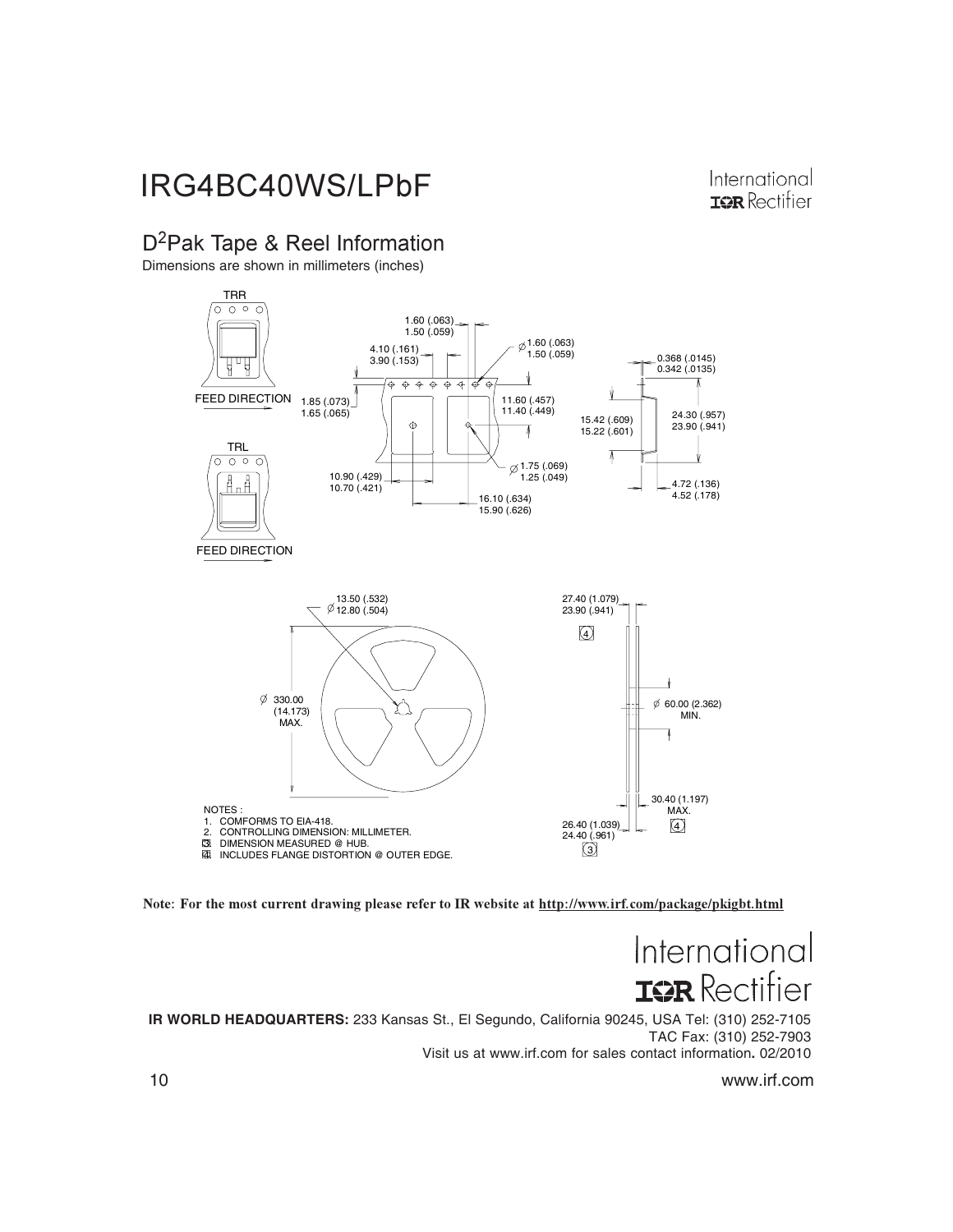## D²Pak Tape & Reel Information

Dimensions are shown in millimeters (inches)

TRR

FEED DIRECTION

TRL

FEED DIRECTION

1.60 (.063)
1.50 (.059)

4.10 (.161)
3.90 (.153)

∅ 1.60 (.063)
1.50 (.059)

0.368 (.0145)
0.342 (.0135)

1.85 (.073)
1.65 (.065)

11.60 (.457)
11.40 (.449)

15.42 (.609)
15.22 (.601)

24.30 (.957)
23.90 (.941)

∅ 1.75 (.069)
1.25 (.049)

10.90 (.429)
10.70 (.421)

16.10 (.634)
15.90 (.626)

4.72 (.136)
4.52 (.178)

13.50 (.532)
∅ 12.80 (.504)

27.40 (1.079)
23.90 (.941)

4

∅ 330.00
(14.173)
MAX.

∅ 60.00 (2.362)
MIN.

30.40 (1.197)
MAX.

4

26.40 (1.039)
24.40 (.961)

3

NOTES :
1. COMFORMS TO EIA-418.
2. CONTROLLING DIMENSION: MILLIMETER.
3. DIMENSION MEASURED @ HUB.
4. INCLUDES FLANGE DISTORTION @ OUTER EDGE.

**Note: For the most current drawing please refer to IR website at http://www.irf.com/package/pkigbt.html**

International IOR Rectifier

**IR WORLD HEADQUARTERS:** 233 Kansas St., El Segundo, California 90245, USA Tel: (310) 252-7105
TAC Fax: (310) 252-7903
Visit us at www.irf.com for sales contact information**.** 02/2010